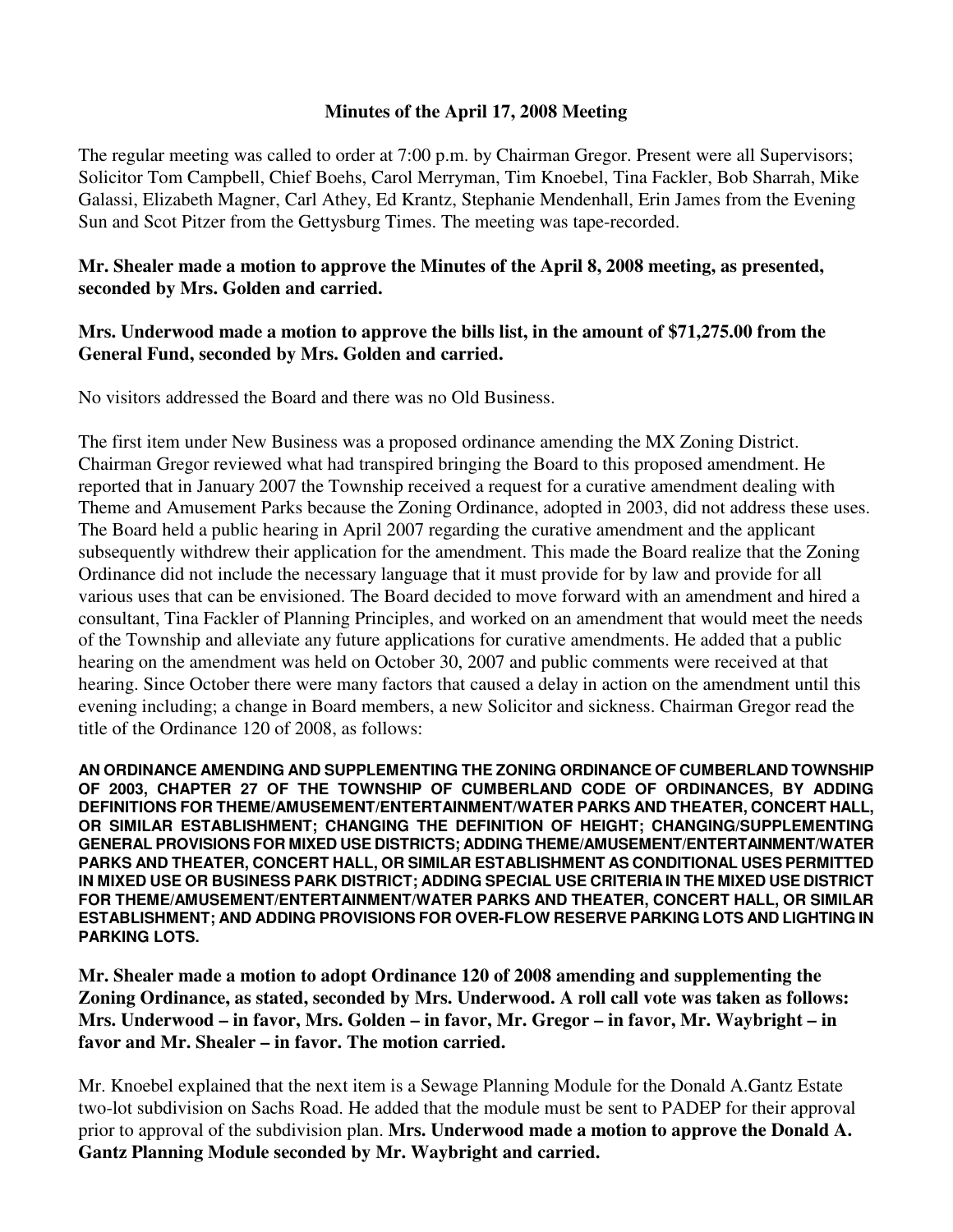**Minutes of the April 17, 2008 Meeting**

The regular meeting was called to order at 7:00 p.m. by Chairman Gregor. Present were all Supervisors; Solicitor Tom Campbell, Chief Boehs, Carol Merryman, Tim Knoebel, Tina Fackler, Bob Sharrah, Mike Galassi, Elizabeth Magner, Carl Athey, Ed Krantz, Stephanie Mendenhall, Erin James from the Evening Sun and Scot Pitzer from the Gettysburg Times. The meeting was tape-recorded.

**Mr. Shealer made a motion to approve the Minutes of the April 8, 2008 meeting, as presented, seconded by Mrs. Golden and carried.**

**Mrs. Underwood made a motion to approve the bills list, in the amount of $71,275.00 from the General Fund, seconded by Mrs. Golden and carried.**

No visitors addressed the Board and there was no Old Business.

The first item under New Business was a proposed ordinance amending the MX Zoning District. Chairman Gregor reviewed what had transpired bringing the Board to this proposed amendment. He reported that in January 2007 the Township received a request for a curative amendment dealing with Theme and Amusement Parks because the Zoning Ordinance, adopted in 2003, did not address these uses. The Board held a public hearing in April 2007 regarding the curative amendment and the applicant subsequently withdrew their application for the amendment. This made the Board realize that the Zoning Ordinance did not include the necessary language that it must provide for by law and provide for all various uses that can be envisioned. The Board decided to move forward with an amendment and hired a consultant, Tina Fackler of Planning Principles, and worked on an amendment that would meet the needs of the Township and alleviate any future applications for curative amendments. He added that a public hearing on the amendment was held on October 30, 2007 and public comments were received at that hearing. Since October there were many factors that caused a delay in action on the amendment until this evening including; a change in Board members, a new Solicitor and sickness. Chairman Gregor read the title of the Ordinance 120 of 2008, as follows:

**AN ORDINANCE AMENDING AND SUPPLEMENTING THE ZONING ORDINANCE OF CUMBERLAND TOWNSHIP OF 2003, CHAPTER 27 OF THE TOWNSHIP OF CUMBERLAND CODE OF ORDINANCES, BY ADDING DEFINITIONS FOR THEME/AMUSEMENT/ENTERTAINMENT/WATER PARKS AND THEATER, CONCERT HALL, OR SIMILAR ESTABLISHMENT; CHANGING THE DEFINITION OF HEIGHT; CHANGING/SUPPLEMENTING GENERAL PROVISIONS FOR MIXED USE DISTRICTS; ADDING THEME/AMUSEMENT/ENTERTAINMENT/WATER PARKS AND THEATER, CONCERT HALL, OR SIMILAR ESTABLISHMENT AS CONDITIONAL USES PERMITTED IN MIXED USE OR BUSINESS PARK DISTRICT; ADDING SPECIAL USE CRITERIA IN THE MIXED USE DISTRICT FOR THEME/AMUSEMENT/ENTERTAINMENT/WATER PARKS AND THEATER, CONCERT HALL, OR SIMILAR ESTABLISHMENT; AND ADDING PROVISIONS FOR OVER-FLOW RESERVE PARKING LOTS AND LIGHTING IN PARKING LOTS.**

**Mr. Shealer made a motion to adopt Ordinance 120 of 2008 amending and supplementing the Zoning Ordinance, as stated, seconded by Mrs. Underwood. A roll call vote was taken as follows: Mrs. Underwood – in favor, Mrs. Golden – in favor, Mr. Gregor – in favor, Mr. Waybright – in favor and Mr. Shealer – in favor. The motion carried.**

Mr. Knoebel explained that the next item is a Sewage Planning Module for the Donald A.Gantz Estate two-lot subdivision on Sachs Road. He added that the module must be sent to PADEP for their approval prior to approval of the subdivision plan. **Mrs. Underwood made a motion to approve the Donald A. Gantz Planning Module seconded by Mr. Waybright and carried.**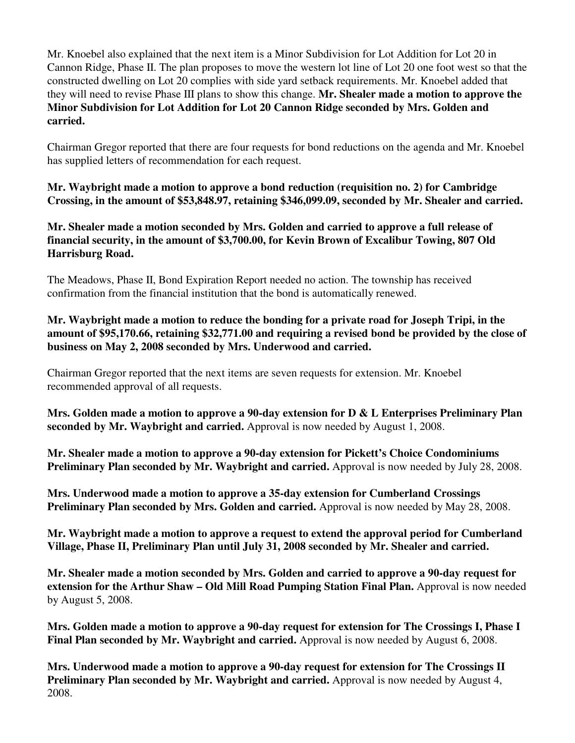Mr. Knoebel also explained that the next item is a Minor Subdivision for Lot Addition for Lot 20 in Cannon Ridge, Phase II. The plan proposes to move the western lot line of Lot 20 one foot west so that the constructed dwelling on Lot 20 complies with side yard setback requirements. Mr. Knoebel added that they will need to revise Phase III plans to show this change. **Mr. Shealer made a motion to approve the Minor Subdivision for Lot Addition for Lot 20 Cannon Ridge seconded by Mrs. Golden and carried.**

Chairman Gregor reported that there are four requests for bond reductions on the agenda and Mr. Knoebel has supplied letters of recommendation for each request.

**Mr. Waybright made a motion to approve a bond reduction (requisition no. 2) for Cambridge Crossing, in the amount of $53,848.97, retaining $346,099.09, seconded by Mr. Shealer and carried.**

**Mr. Shealer made a motion seconded by Mrs. Golden and carried to approve a full release of financial security, in the amount of $3,700.00, for Kevin Brown of Excalibur Towing, 807 Old Harrisburg Road.**

The Meadows, Phase II, Bond Expiration Report needed no action. The township has received confirmation from the financial institution that the bond is automatically renewed.

**Mr. Waybright made a motion to reduce the bonding for a private road for Joseph Tripi, in the amount of $95,170.66, retaining $32,771.00 and requiring a revised bond be provided by the close of business on May 2, 2008 seconded by Mrs. Underwood and carried.**

Chairman Gregor reported that the next items are seven requests for extension. Mr. Knoebel recommended approval of all requests.

**Mrs. Golden made a motion to approve a 90-day extension for D & L Enterprises Preliminary Plan seconded by Mr. Waybright and carried.** Approval is now needed by August 1, 2008.

**Mr. Shealer made a motion to approve a 90-day extension for Pickett's Choice Condominiums Preliminary Plan seconded by Mr. Waybright and carried.** Approval is now needed by July 28, 2008.

**Mrs. Underwood made a motion to approve a 35-day extension for Cumberland Crossings Preliminary Plan seconded by Mrs. Golden and carried.** Approval is now needed by May 28, 2008.

**Mr. Waybright made a motion to approve a request to extend the approval period for Cumberland Village, Phase II, Preliminary Plan until July 31, 2008 seconded by Mr. Shealer and carried.**

**Mr. Shealer made a motion seconded by Mrs. Golden and carried to approve a 90-day request for extension for the Arthur Shaw – Old Mill Road Pumping Station Final Plan.** Approval is now needed by August 5, 2008.

**Mrs. Golden made a motion to approve a 90-day request for extension for The Crossings I, Phase I Final Plan seconded by Mr. Waybright and carried.** Approval is now needed by August 6, 2008.

**Mrs. Underwood made a motion to approve a 90-day request for extension for The Crossings II Preliminary Plan seconded by Mr. Waybright and carried.** Approval is now needed by August 4, 2008.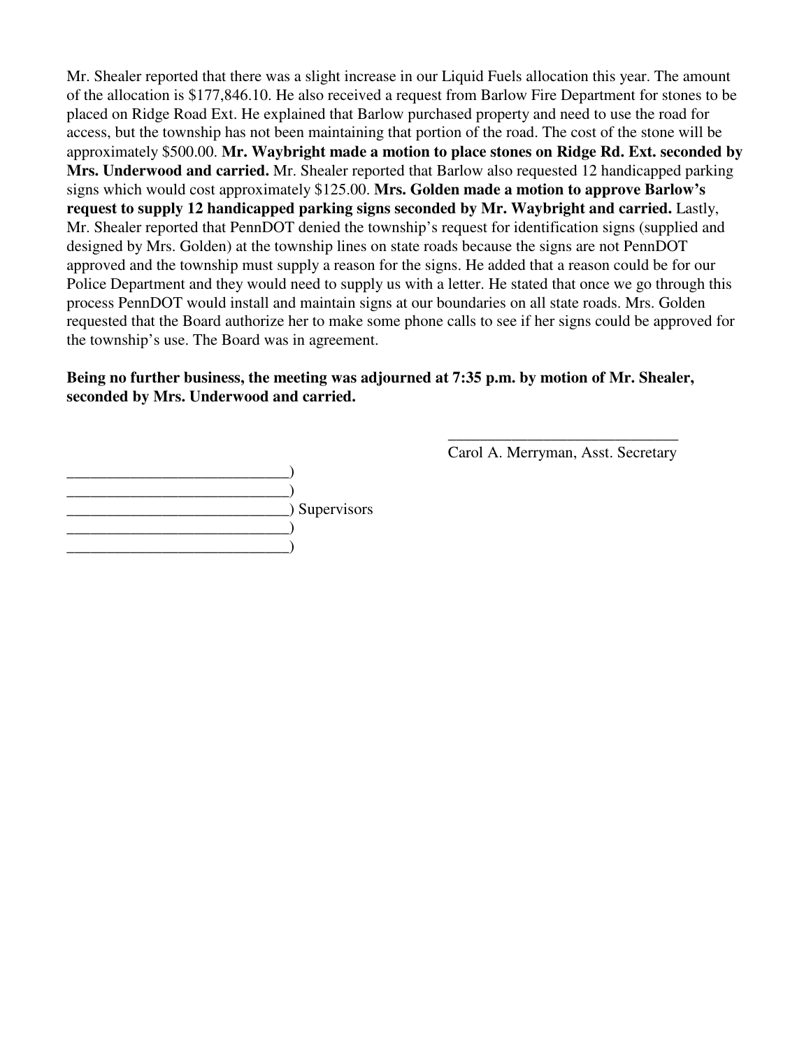Mr. Shealer reported that there was a slight increase in our Liquid Fuels allocation this year. The amount of the allocation is $177,846.10. He also received a request from Barlow Fire Department for stones to be placed on Ridge Road Ext. He explained that Barlow purchased property and need to use the road for access, but the township has not been maintaining that portion of the road. The cost of the stone will be approximately $500.00. **Mr. Waybright made a motion to place stones on Ridge Rd. Ext. seconded by Mrs. Underwood and carried.** Mr. Shealer reported that Barlow also requested 12 handicapped parking signs which would cost approximately $125.00. **Mrs. Golden made a motion to approve Barlow's request to supply 12 handicapped parking signs seconded by Mr. Waybright and carried.** Lastly, Mr. Shealer reported that PennDOT denied the township's request for identification signs (supplied and designed by Mrs. Golden) at the township lines on state roads because the signs are not PennDOT approved and the township must supply a reason for the signs. He added that a reason could be for our Police Department and they would need to supply us with a letter. He stated that once we go through this process PennDOT would install and maintain signs at our boundaries on all state roads. Mrs. Golden requested that the Board authorize her to make some phone calls to see if her signs could be approved for the township's use. The Board was in agreement.

**Being no further business, the meeting was adjourned at 7:35 p.m. by motion of Mr. Shealer, seconded by Mrs. Underwood and carried.**

_____________________________
Carol A. Merryman, Asst. Secretary

_____________________________)
_____________________________)
_____________________________) Supervisors
_____________________________)
_____________________________)